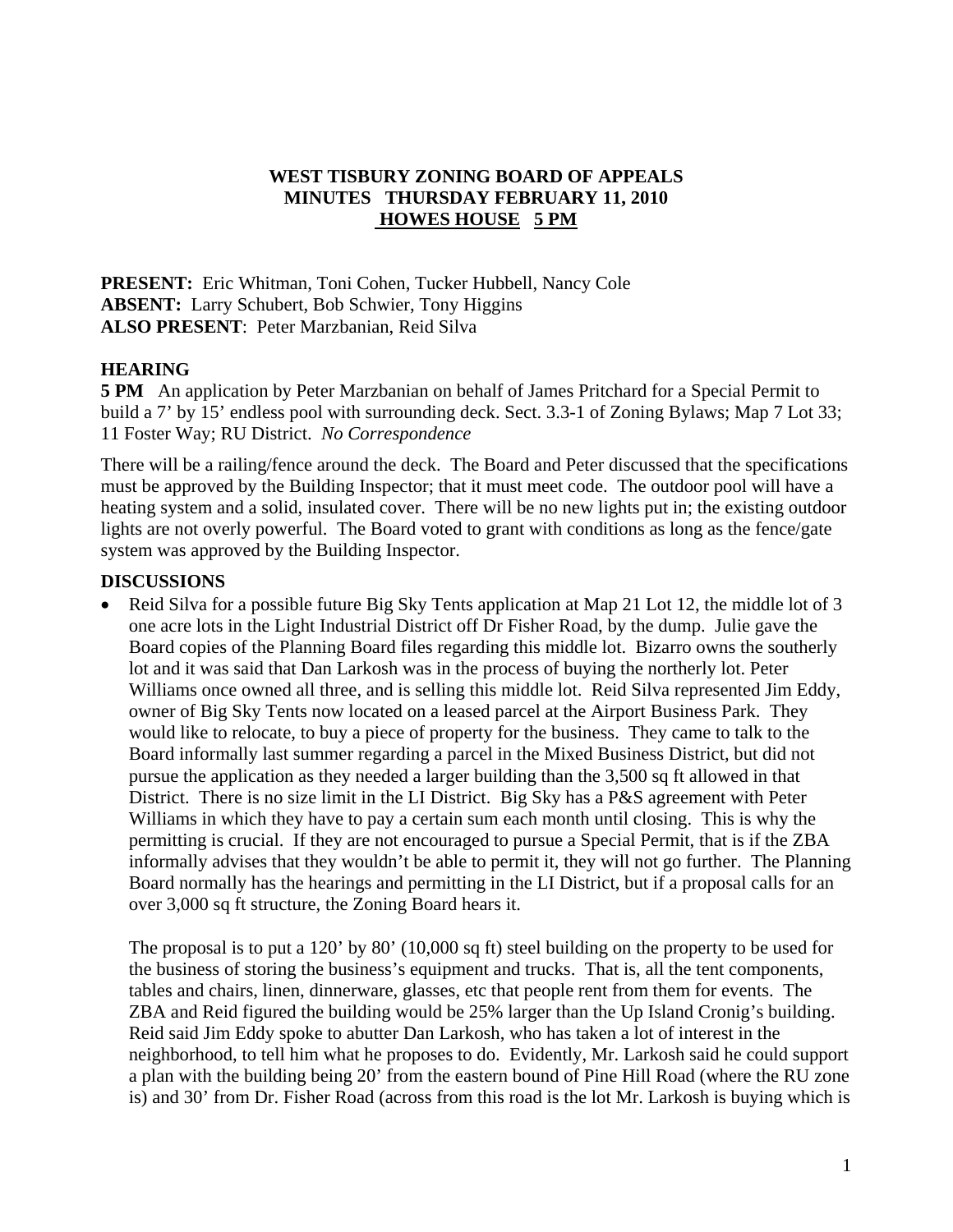# WEST TISBURY ZONING BOARD OF APPEALS
## MINUTES   THURSDAY FEBRUARY 11, 2010
## HOWES HOUSE   5 PM

**PRESENT:** Eric Whitman, Toni Cohen, Tucker Hubbell, Nancy Cole
**ABSENT:** Larry Schubert, Bob Schwier, Tony Higgins
**ALSO PRESENT**: Peter Marzbanian, Reid Silva

### HEARING

**5 PM** An application by Peter Marzbanian on behalf of James Pritchard for a Special Permit to build a 7' by 15' endless pool with surrounding deck. Sect. 3.3-1 of Zoning Bylaws; Map 7 Lot 33; 11 Foster Way; RU District. *No Correspondence*

There will be a railing/fence around the deck. The Board and Peter discussed that the specifications must be approved by the Building Inspector; that it must meet code. The outdoor pool will have a heating system and a solid, insulated cover. There will be no new lights put in; the existing outdoor lights are not overly powerful. The Board voted to grant with conditions as long as the fence/gate system was approved by the Building Inspector.

### DISCUSSIONS

- Reid Silva for a possible future Big Sky Tents application at Map 21 Lot 12, the middle lot of 3 one acre lots in the Light Industrial District off Dr Fisher Road, by the dump. Julie gave the Board copies of the Planning Board files regarding this middle lot. Bizarro owns the southerly lot and it was said that Dan Larkosh was in the process of buying the northerly lot. Peter Williams once owned all three, and is selling this middle lot. Reid Silva represented Jim Eddy, owner of Big Sky Tents now located on a leased parcel at the Airport Business Park. They would like to relocate, to buy a piece of property for the business. They came to talk to the Board informally last summer regarding a parcel in the Mixed Business District, but did not pursue the application as they needed a larger building than the 3,500 sq ft allowed in that District. There is no size limit in the LI District. Big Sky has a P&S agreement with Peter Williams in which they have to pay a certain sum each month until closing. This is why the permitting is crucial. If they are not encouraged to pursue a Special Permit, that is if the ZBA informally advises that they wouldn't be able to permit it, they will not go further. The Planning Board normally has the hearings and permitting in the LI District, but if a proposal calls for an over 3,000 sq ft structure, the Zoning Board hears it.

  The proposal is to put a 120' by 80' (10,000 sq ft) steel building on the property to be used for the business of storing the business's equipment and trucks. That is, all the tent components, tables and chairs, linen, dinnerware, glasses, etc that people rent from them for events. The ZBA and Reid figured the building would be 25% larger than the Up Island Cronig's building. Reid said Jim Eddy spoke to abutter Dan Larkosh, who has taken a lot of interest in the neighborhood, to tell him what he proposes to do. Evidently, Mr. Larkosh said he could support a plan with the building being 20' from the eastern bound of Pine Hill Road (where the RU zone is) and 30' from Dr. Fisher Road (across from this road is the lot Mr. Larkosh is buying which is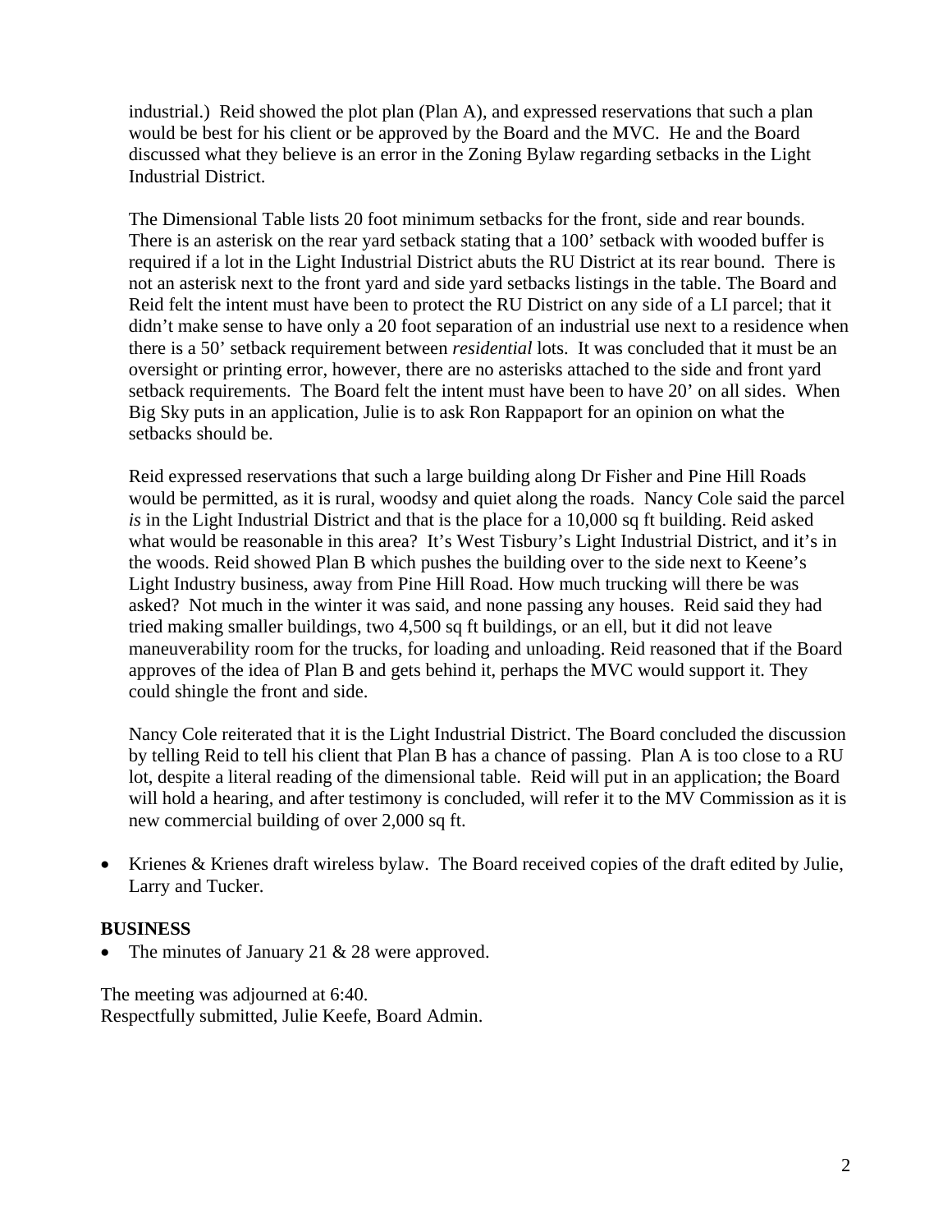industrial.) Reid showed the plot plan (Plan A), and expressed reservations that such a plan would be best for his client or be approved by the Board and the MVC. He and the Board discussed what they believe is an error in the Zoning Bylaw regarding setbacks in the Light Industrial District.

The Dimensional Table lists 20 foot minimum setbacks for the front, side and rear bounds. There is an asterisk on the rear yard setback stating that a 100' setback with wooded buffer is required if a lot in the Light Industrial District abuts the RU District at its rear bound. There is not an asterisk next to the front yard and side yard setbacks listings in the table. The Board and Reid felt the intent must have been to protect the RU District on any side of a LI parcel; that it didn't make sense to have only a 20 foot separation of an industrial use next to a residence when there is a 50' setback requirement between *residential* lots. It was concluded that it must be an oversight or printing error, however, there are no asterisks attached to the side and front yard setback requirements. The Board felt the intent must have been to have 20' on all sides. When Big Sky puts in an application, Julie is to ask Ron Rappaport for an opinion on what the setbacks should be.

Reid expressed reservations that such a large building along Dr Fisher and Pine Hill Roads would be permitted, as it is rural, woodsy and quiet along the roads. Nancy Cole said the parcel *is* in the Light Industrial District and that is the place for a 10,000 sq ft building. Reid asked what would be reasonable in this area? It's West Tisbury's Light Industrial District, and it's in the woods. Reid showed Plan B which pushes the building over to the side next to Keene's Light Industry business, away from Pine Hill Road. How much trucking will there be was asked? Not much in the winter it was said, and none passing any houses. Reid said they had tried making smaller buildings, two 4,500 sq ft buildings, or an ell, but it did not leave maneuverability room for the trucks, for loading and unloading. Reid reasoned that if the Board approves of the idea of Plan B and gets behind it, perhaps the MVC would support it. They could shingle the front and side.

Nancy Cole reiterated that it is the Light Industrial District. The Board concluded the discussion by telling Reid to tell his client that Plan B has a chance of passing. Plan A is too close to a RU lot, despite a literal reading of the dimensional table. Reid will put in an application; the Board will hold a hearing, and after testimony is concluded, will refer it to the MV Commission as it is new commercial building of over 2,000 sq ft.

- Krienes & Krienes draft wireless bylaw. The Board received copies of the draft edited by Julie, Larry and Tucker.

**BUSINESS**

- The minutes of January 21 & 28 were approved.

The meeting was adjourned at 6:40.
Respectfully submitted, Julie Keefe, Board Admin.